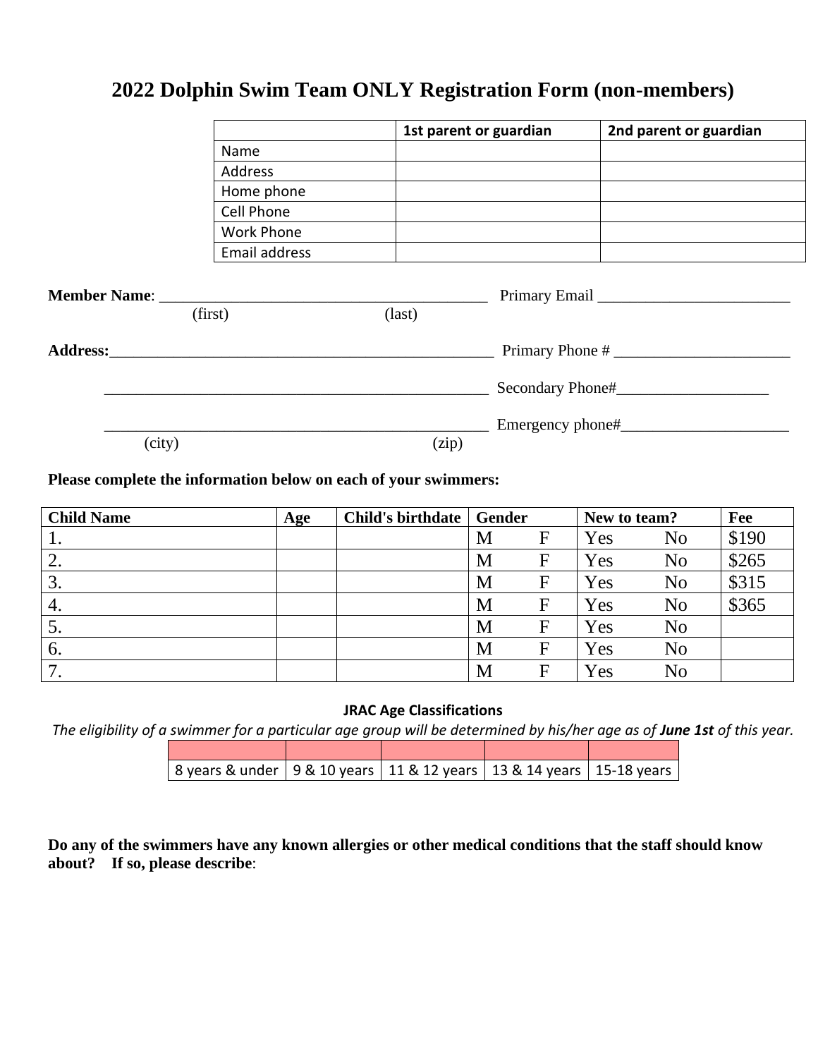# 2022 Dolphin Swim Team ONLY Registration Form (non-members)

| | 1st parent or guardian | 2nd parent or guardian |
|---|---|---|
| Name | | |
| Address | | |
| Home phone | | |
| Cell Phone | | |
| Work Phone | | |
| Email address | | |

**Member Name**: ________________________________________ Primary Email ________________________
(first) (last)

**Address:**_________________________________________________ Primary Phone # ______________________

_________________________________________________ Secondary Phone#__________________

_________________________________________________ Emergency phone#____________________
(city) (zip)

**Please complete the information below on each of your swimmers:**

| Child Name | Age | Child's birthdate | Gender | | New to team? | | Fee |
|---|---|---|---|---|---|---|---|
| 1. | | | M | F | Yes | No | $190 |
| 2. | | | M | F | Yes | No | $265 |
| 3. | | | M | F | Yes | No | $315 |
| 4. | | | M | F | Yes | No | $365 |
| 5. | | | M | F | Yes | No | |
| 6. | | | M | F | Yes | No | |
| 7. | | | M | F | Yes | No | |

**JRAC Age Classifications**

*The eligibility of a swimmer for a particular age group will be determined by his/her age as of* ***June 1st*** *of this year.*

| | | | | |
|---|---|---|---|---|
| 8 years & under | 9 & 10 years | 11 & 12 years | 13 & 14 years | 15-18 years |

**Do any of the swimmers have any known allergies or other medical conditions that the staff should know about? If so, please describe**: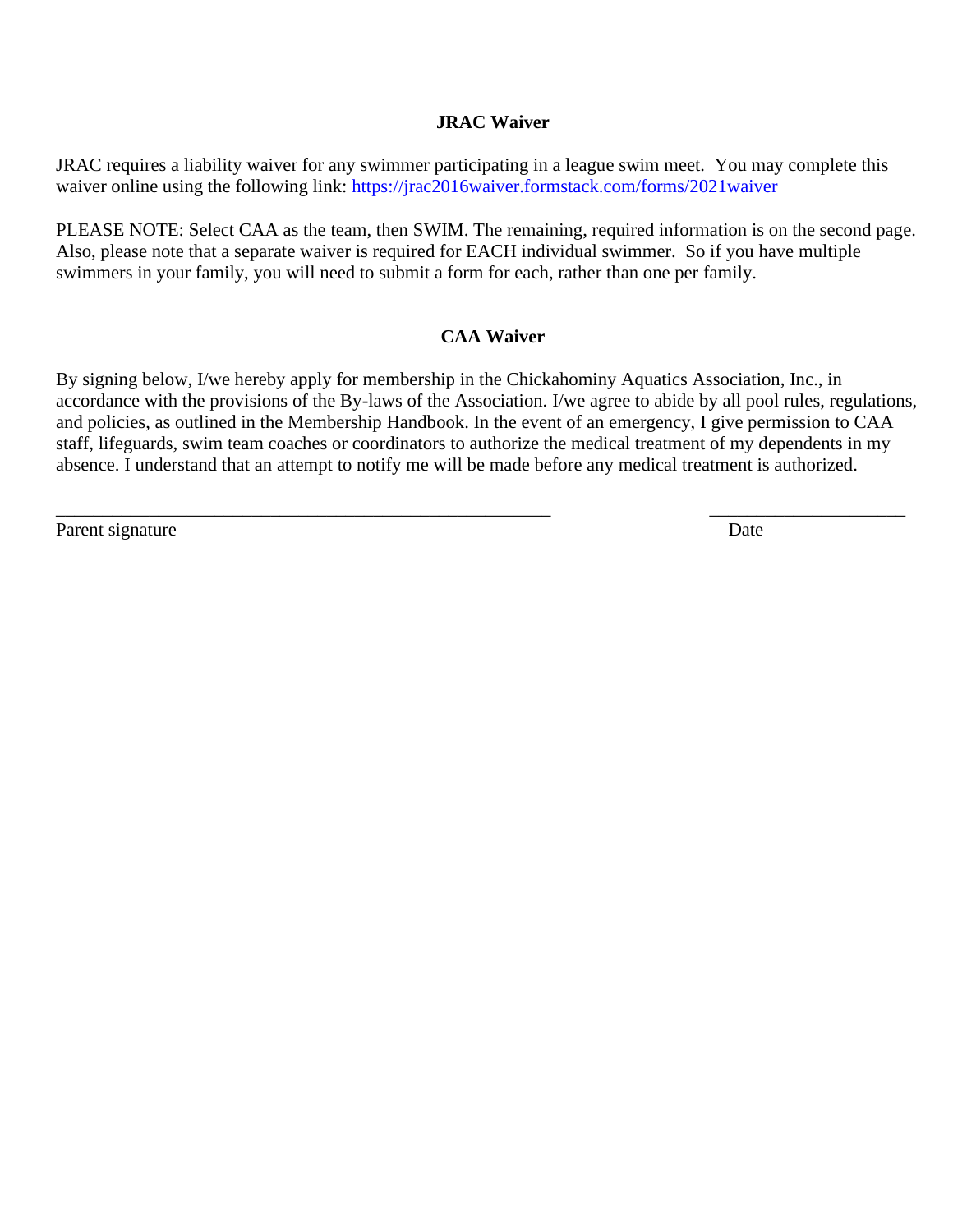## JRAC Waiver

JRAC requires a liability waiver for any swimmer participating in a league swim meet. You may complete this waiver online using the following link: [https://jrac2016waiver.formstack.com/forms/2021waiver](https://jrac2016waiver.formstack.com/forms/2021waiver)

PLEASE NOTE: Select CAA as the team, then SWIM. The remaining, required information is on the second page. Also, please note that a separate waiver is required for EACH individual swimmer. So if you have multiple swimmers in your family, you will need to submit a form for each, rather than one per family.

## CAA Waiver

By signing below, I/we hereby apply for membership in the Chickahominy Aquatics Association, Inc., in accordance with the provisions of the By-laws of the Association. I/we agree to abide by all pool rules, regulations, and policies, as outlined in the Membership Handbook. In the event of an emergency, I give permission to CAA staff, lifeguards, swim team coaches or coordinators to authorize the medical treatment of my dependents in my absence. I understand that an attempt to notify me will be made before any medical treatment is authorized.

\_\_\_\_\_\_\_\_\_\_\_\_\_\_\_\_\_\_\_\_\_\_\_\_\_\_\_\_\_\_\_\_\_\_\_\_\_\_\_\_\_\_\_\_\_\_\_\_\_\_\_\_\_\_\_ \_\_\_\_\_\_\_\_\_\_\_\_\_\_\_\_\_\_\_\_\_\_

Parent signature Date